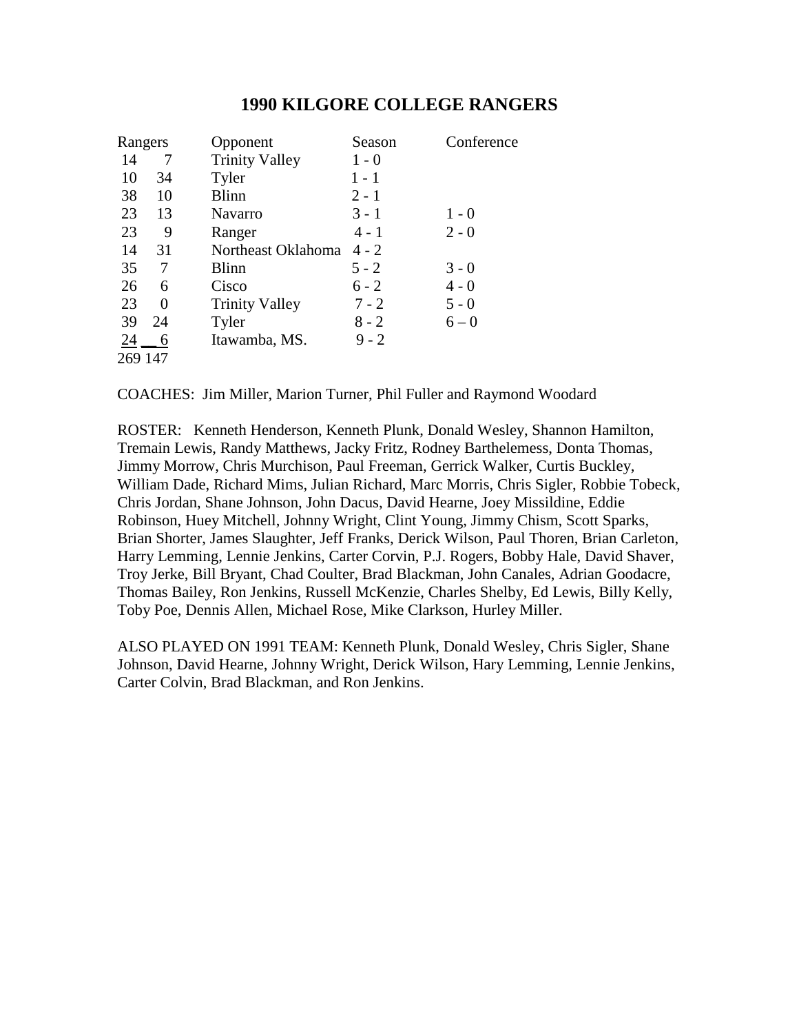# 1990 KILGORE COLLEGE RANGERS

| Rangers | | Opponent | Season | Conference |
|---|---|---|---|---|
| 14 | 7 | Trinity Valley | 1 - 0 | |
| 10 | 34 | Tyler | 1 - 1 | |
| 38 | 10 | Blinn | 2 - 1 | |
| 23 | 13 | Navarro | 3 - 1 | 1 - 0 |
| 23 | 9 | Ranger | 4 - 1 | 2 - 0 |
| 14 | 31 | Northeast Oklahoma | 4 - 2 | |
| 35 | 7 | Blinn | 5 - 2 | 3 - 0 |
| 26 | 6 | Cisco | 6 - 2 | 4 - 0 |
| 23 | 0 | Trinity Valley | 7 - 2 | 5 - 0 |
| 39 | 24 | Tyler | 8 - 2 | 6 – 0 |
| 24 | 6 | Itawamba, MS. | 9 - 2 | |
| 269 | 147 | | | |

COACHES: Jim Miller, Marion Turner, Phil Fuller and Raymond Woodard

ROSTER: Kenneth Henderson, Kenneth Plunk, Donald Wesley, Shannon Hamilton, Tremain Lewis, Randy Matthews, Jacky Fritz, Rodney Barthelemess, Donta Thomas, Jimmy Morrow, Chris Murchison, Paul Freeman, Gerrick Walker, Curtis Buckley, William Dade, Richard Mims, Julian Richard, Marc Morris, Chris Sigler, Robbie Tobeck, Chris Jordan, Shane Johnson, John Dacus, David Hearne, Joey Missildine, Eddie Robinson, Huey Mitchell, Johnny Wright, Clint Young, Jimmy Chism, Scott Sparks, Brian Shorter, James Slaughter, Jeff Franks, Derick Wilson, Paul Thoren, Brian Carleton, Harry Lemming, Lennie Jenkins, Carter Corvin, P.J. Rogers, Bobby Hale, David Shaver, Troy Jerke, Bill Bryant, Chad Coulter, Brad Blackman, John Canales, Adrian Goodacre, Thomas Bailey, Ron Jenkins, Russell McKenzie, Charles Shelby, Ed Lewis, Billy Kelly, Toby Poe, Dennis Allen, Michael Rose, Mike Clarkson, Hurley Miller.

ALSO PLAYED ON 1991 TEAM: Kenneth Plunk, Donald Wesley, Chris Sigler, Shane Johnson, David Hearne, Johnny Wright, Derick Wilson, Hary Lemming, Lennie Jenkins, Carter Colvin, Brad Blackman, and Ron Jenkins.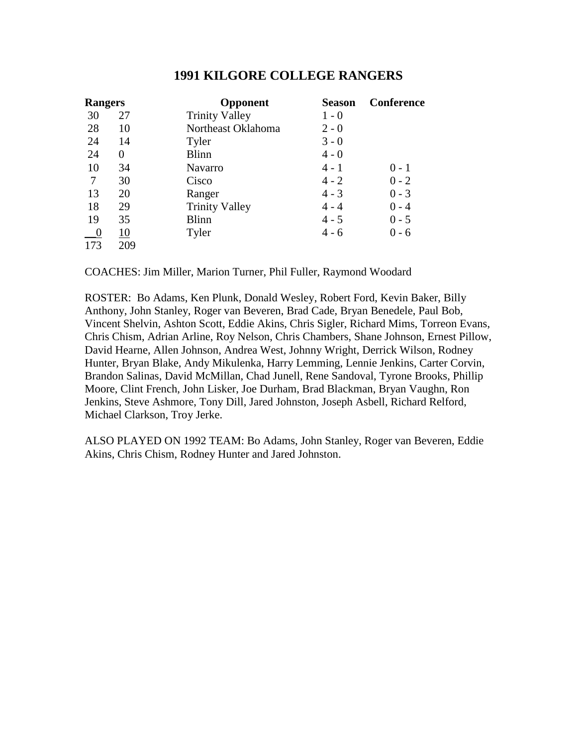# 1991 KILGORE COLLEGE RANGERS

| Rangers | | Opponent | Season | Conference |
|---|---|---|---|---|
| 30 | 27 | Trinity Valley | 1 - 0 | |
| 28 | 10 | Northeast Oklahoma | 2 - 0 | |
| 24 | 14 | Tyler | 3 - 0 | |
| 24 | 0 | Blinn | 4 - 0 | |
| 10 | 34 | Navarro | 4 - 1 | 0 - 1 |
| 7 | 30 | Cisco | 4 - 2 | 0 - 2 |
| 13 | 20 | Ranger | 4 - 3 | 0 - 3 |
| 18 | 29 | Trinity Valley | 4 - 4 | 0 - 4 |
| 19 | 35 | Blinn | 4 - 5 | 0 - 5 |
| 0 | 10 | Tyler | 4 - 6 | 0 - 6 |
| 173 | 209 | | | |

COACHES: Jim Miller, Marion Turner, Phil Fuller, Raymond Woodard

ROSTER: Bo Adams, Ken Plunk, Donald Wesley, Robert Ford, Kevin Baker, Billy Anthony, John Stanley, Roger van Beveren, Brad Cade, Bryan Benedele, Paul Bob, Vincent Shelvin, Ashton Scott, Eddie Akins, Chris Sigler, Richard Mims, Torreon Evans, Chris Chism, Adrian Arline, Roy Nelson, Chris Chambers, Shane Johnson, Ernest Pillow, David Hearne, Allen Johnson, Andrea West, Johnny Wright, Derrick Wilson, Rodney Hunter, Bryan Blake, Andy Mikulenka, Harry Lemming, Lennie Jenkins, Carter Corvin, Brandon Salinas, David McMillan, Chad Junell, Rene Sandoval, Tyrone Brooks, Phillip Moore, Clint French, John Lisker, Joe Durham, Brad Blackman, Bryan Vaughn, Ron Jenkins, Steve Ashmore, Tony Dill, Jared Johnston, Joseph Asbell, Richard Relford, Michael Clarkson, Troy Jerke.

ALSO PLAYED ON 1992 TEAM: Bo Adams, John Stanley, Roger van Beveren, Eddie Akins, Chris Chism, Rodney Hunter and Jared Johnston.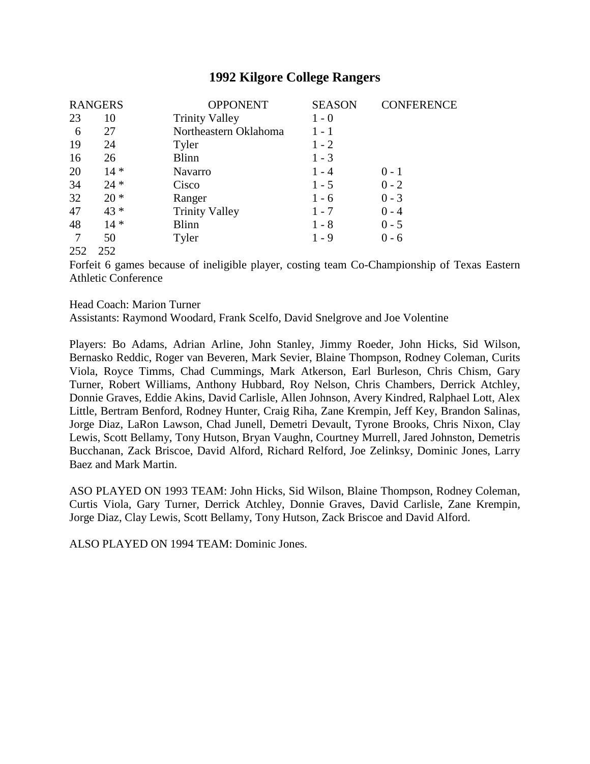# 1992 Kilgore College Rangers

| RANGERS | | OPPONENT | SEASON | CONFERENCE |
|---|---|---|---|---|
| 23 | 10 | Trinity Valley | 1 - 0 | |
| 6 | 27 | Northeastern Oklahoma | 1 - 1 | |
| 19 | 24 | Tyler | 1 - 2 | |
| 16 | 26 | Blinn | 1 - 3 | |
| 20 | 14 * | Navarro | 1 - 4 | 0 - 1 |
| 34 | 24 * | Cisco | 1 - 5 | 0 - 2 |
| 32 | 20 * | Ranger | 1 - 6 | 0 - 3 |
| 47 | 43 * | Trinity Valley | 1 - 7 | 0 - 4 |
| 48 | 14 * | Blinn | 1 - 8 | 0 - 5 |
| 7 | 50 | Tyler | 1 - 9 | 0 - 6 |
| 252 | 252 | | | |

Forfeit 6 games because of ineligible player, costing team Co-Championship of Texas Eastern Athletic Conference

Head Coach: Marion Turner
Assistants: Raymond Woodard, Frank Scelfo, David Snelgrove and Joe Volentine

Players: Bo Adams, Adrian Arline, John Stanley, Jimmy Roeder, John Hicks, Sid Wilson, Bernasko Reddic, Roger van Beveren, Mark Sevier, Blaine Thompson, Rodney Coleman, Curits Viola, Royce Timms, Chad Cummings, Mark Atkerson, Earl Burleson, Chris Chism, Gary Turner, Robert Williams, Anthony Hubbard, Roy Nelson, Chris Chambers, Derrick Atchley, Donnie Graves, Eddie Akins, David Carlisle, Allen Johnson, Avery Kindred, Ralphael Lott, Alex Little, Bertram Benford, Rodney Hunter, Craig Riha, Zane Krempin, Jeff Key, Brandon Salinas, Jorge Diaz, LaRon Lawson, Chad Junell, Demetri Devault, Tyrone Brooks, Chris Nixon, Clay Lewis, Scott Bellamy, Tony Hutson, Bryan Vaughn, Courtney Murrell, Jared Johnston, Demetris Bucchanan, Zack Briscoe, David Alford, Richard Relford, Joe Zelinksy, Dominic Jones, Larry Baez and Mark Martin.

ASO PLAYED ON 1993 TEAM: John Hicks, Sid Wilson, Blaine Thompson, Rodney Coleman, Curtis Viola, Gary Turner, Derrick Atchley, Donnie Graves, David Carlisle, Zane Krempin, Jorge Diaz, Clay Lewis, Scott Bellamy, Tony Hutson, Zack Briscoe and David Alford.

ALSO PLAYED ON 1994 TEAM: Dominic Jones.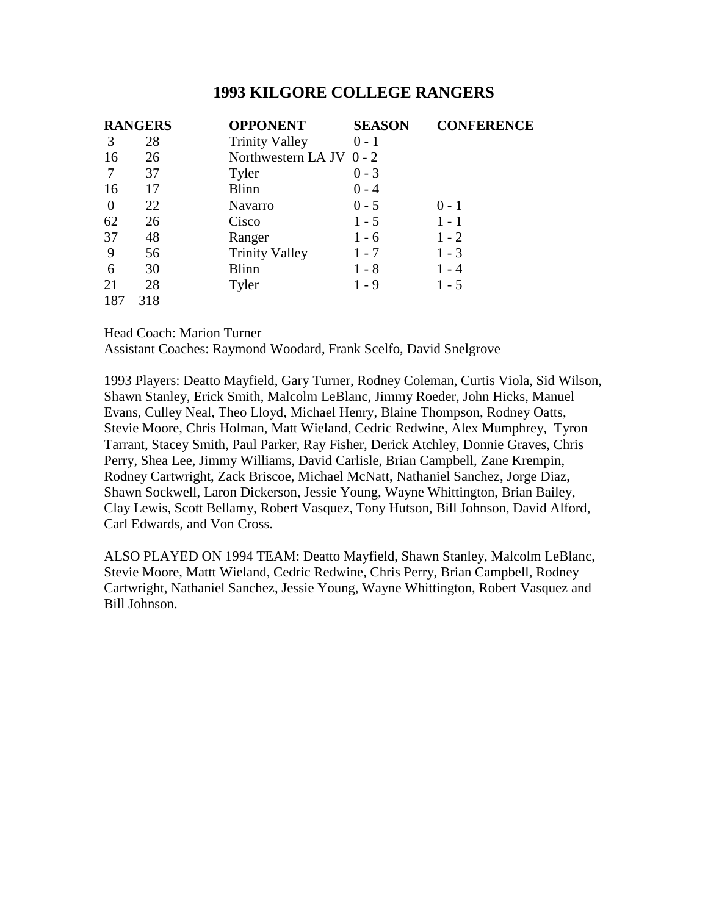# 1993 KILGORE COLLEGE RANGERS

| RANGERS | | OPPONENT | SEASON | CONFERENCE |
|---|---|---|---|---|
| 3 | 28 | Trinity Valley | 0 - 1 | |
| 16 | 26 | Northwestern LA JV | 0 - 2 | |
| 7 | 37 | Tyler | 0 - 3 | |
| 16 | 17 | Blinn | 0 - 4 | |
| 0 | 22 | Navarro | 0 - 5 | 0 - 1 |
| 62 | 26 | Cisco | 1 - 5 | 1 - 1 |
| 37 | 48 | Ranger | 1 - 6 | 1 - 2 |
| 9 | 56 | Trinity Valley | 1 - 7 | 1 - 3 |
| 6 | 30 | Blinn | 1 - 8 | 1 - 4 |
| 21 | 28 | Tyler | 1 - 9 | 1 - 5 |
| 187 | 318 | | | |

Head Coach: Marion Turner
Assistant Coaches: Raymond Woodard, Frank Scelfo, David Snelgrove

1993 Players: Deatto Mayfield, Gary Turner, Rodney Coleman, Curtis Viola, Sid Wilson, Shawn Stanley, Erick Smith, Malcolm LeBlanc, Jimmy Roeder, John Hicks, Manuel Evans, Culley Neal, Theo Lloyd, Michael Henry, Blaine Thompson, Rodney Oatts, Stevie Moore, Chris Holman, Matt Wieland, Cedric Redwine, Alex Mumphrey, Tyron Tarrant, Stacey Smith, Paul Parker, Ray Fisher, Derick Atchley, Donnie Graves, Chris Perry, Shea Lee, Jimmy Williams, David Carlisle, Brian Campbell, Zane Krempin, Rodney Cartwright, Zack Briscoe, Michael McNatt, Nathaniel Sanchez, Jorge Diaz, Shawn Sockwell, Laron Dickerson, Jessie Young, Wayne Whittington, Brian Bailey, Clay Lewis, Scott Bellamy, Robert Vasquez, Tony Hutson, Bill Johnson, David Alford, Carl Edwards, and Von Cross.

ALSO PLAYED ON 1994 TEAM: Deatto Mayfield, Shawn Stanley, Malcolm LeBlanc, Stevie Moore, Mattt Wieland, Cedric Redwine, Chris Perry, Brian Campbell, Rodney Cartwright, Nathaniel Sanchez, Jessie Young, Wayne Whittington, Robert Vasquez and Bill Johnson.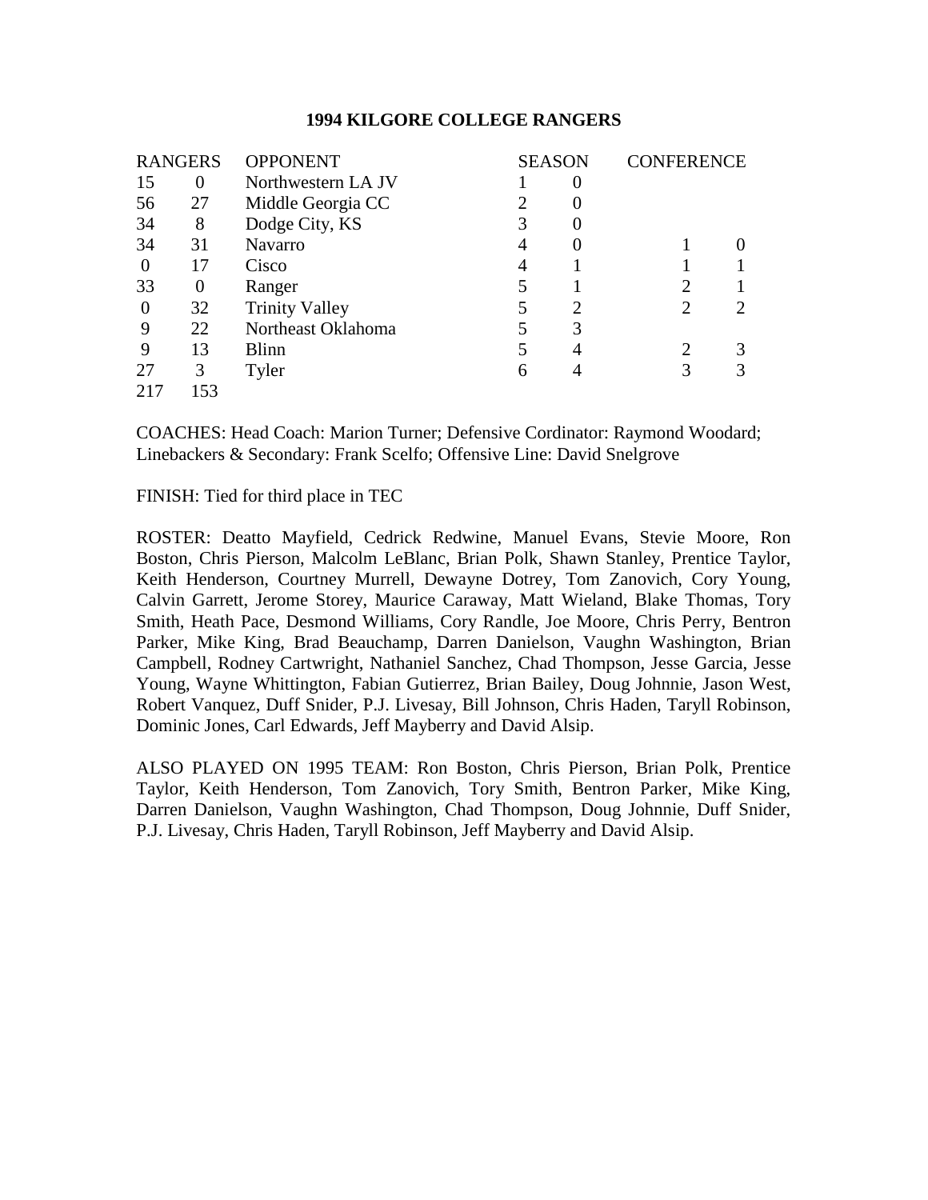**1994 KILGORE COLLEGE RANGERS**

| RANGERS | | OPPONENT | SEASON | | CONFERENCE | |
|---|---|---|---|---|---|---|
| 15 | 0 | Northwestern LA JV | 1 | 0 | | |
| 56 | 27 | Middle Georgia CC | 2 | 0 | | |
| 34 | 8 | Dodge City, KS | 3 | 0 | | |
| 34 | 31 | Navarro | 4 | 0 | 1 | 0 |
| 0 | 17 | Cisco | 4 | 1 | 1 | 1 |
| 33 | 0 | Ranger | 5 | 1 | 2 | 1 |
| 0 | 32 | Trinity Valley | 5 | 2 | 2 | 2 |
| 9 | 22 | Northeast Oklahoma | 5 | 3 | | |
| 9 | 13 | Blinn | 5 | 4 | 2 | 3 |
| 27 | 3 | Tyler | 6 | 4 | 3 | 3 |
| 217 | 153 | | | | | |

COACHES: Head Coach: Marion Turner; Defensive Cordinator: Raymond Woodard; Linebackers & Secondary: Frank Scelfo; Offensive Line: David Snelgrove

FINISH: Tied for third place in TEC

ROSTER: Deatto Mayfield, Cedrick Redwine, Manuel Evans, Stevie Moore, Ron Boston, Chris Pierson, Malcolm LeBlanc, Brian Polk, Shawn Stanley, Prentice Taylor, Keith Henderson, Courtney Murrell, Dewayne Dotrey, Tom Zanovich, Cory Young, Calvin Garrett, Jerome Storey, Maurice Caraway, Matt Wieland, Blake Thomas, Tory Smith, Heath Pace, Desmond Williams, Cory Randle, Joe Moore, Chris Perry, Bentron Parker, Mike King, Brad Beauchamp, Darren Danielson, Vaughn Washington, Brian Campbell, Rodney Cartwright, Nathaniel Sanchez, Chad Thompson, Jesse Garcia, Jesse Young, Wayne Whittington, Fabian Gutierrez, Brian Bailey, Doug Johnnie, Jason West, Robert Vanquez, Duff Snider, P.J. Livesay, Bill Johnson, Chris Haden, Taryll Robinson, Dominic Jones, Carl Edwards, Jeff Mayberry and David Alsip.

ALSO PLAYED ON 1995 TEAM: Ron Boston, Chris Pierson, Brian Polk, Prentice Taylor, Keith Henderson, Tom Zanovich, Tory Smith, Bentron Parker, Mike King, Darren Danielson, Vaughn Washington, Chad Thompson, Doug Johnnie, Duff Snider, P.J. Livesay, Chris Haden, Taryll Robinson, Jeff Mayberry and David Alsip.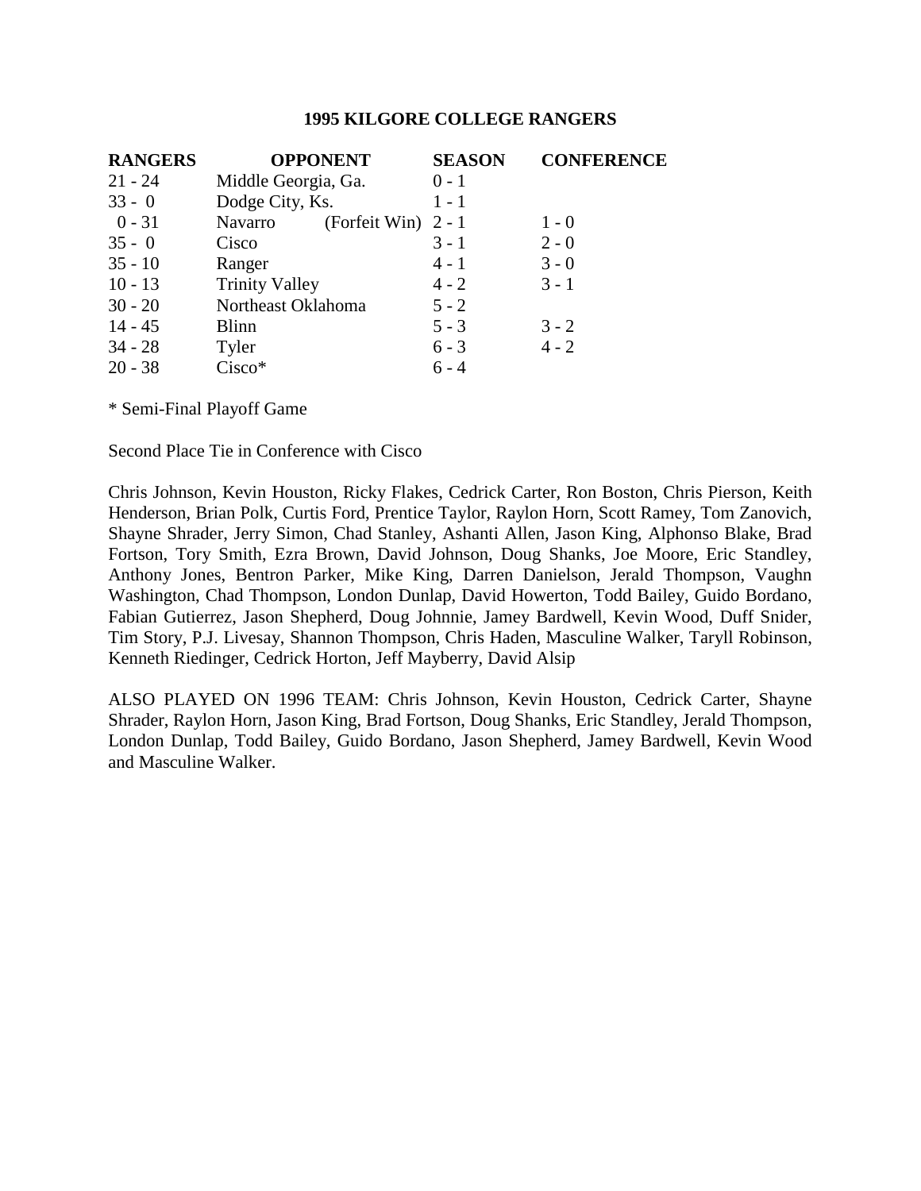**1995 KILGORE COLLEGE RANGERS**

| RANGERS | OPPONENT | SEASON | CONFERENCE |
|---|---|---|---|
| 21 - 24 | Middle Georgia, Ga. | 0 - 1 | |
| 33 - 0 | Dodge City, Ks. | 1 - 1 | |
| 0 - 31 | Navarro (Forfeit Win) | 2 - 1 | 1 - 0 |
| 35 - 0 | Cisco | 3 - 1 | 2 - 0 |
| 35 - 10 | Ranger | 4 - 1 | 3 - 0 |
| 10 - 13 | Trinity Valley | 4 - 2 | 3 - 1 |
| 30 - 20 | Northeast Oklahoma | 5 - 2 | |
| 14 - 45 | Blinn | 5 - 3 | 3 - 2 |
| 34 - 28 | Tyler | 6 - 3 | 4 - 2 |
| 20 - 38 | Cisco* | 6 - 4 | |

* Semi-Final Playoff Game

Second Place Tie in Conference with Cisco

Chris Johnson, Kevin Houston, Ricky Flakes, Cedrick Carter, Ron Boston, Chris Pierson, Keith Henderson, Brian Polk, Curtis Ford, Prentice Taylor, Raylon Horn, Scott Ramey, Tom Zanovich, Shayne Shrader, Jerry Simon, Chad Stanley, Ashanti Allen, Jason King, Alphonso Blake, Brad Fortson, Tory Smith, Ezra Brown, David Johnson, Doug Shanks, Joe Moore, Eric Standley, Anthony Jones, Bentron Parker, Mike King, Darren Danielson, Jerald Thompson, Vaughn Washington, Chad Thompson, London Dunlap, David Howerton, Todd Bailey, Guido Bordano, Fabian Gutierrez, Jason Shepherd, Doug Johnnie, Jamey Bardwell, Kevin Wood, Duff Snider, Tim Story, P.J. Livesay, Shannon Thompson, Chris Haden, Masculine Walker, Taryll Robinson, Kenneth Riedinger, Cedrick Horton, Jeff Mayberry, David Alsip

ALSO PLAYED ON 1996 TEAM: Chris Johnson, Kevin Houston, Cedrick Carter, Shayne Shrader, Raylon Horn, Jason King, Brad Fortson, Doug Shanks, Eric Standley, Jerald Thompson, London Dunlap, Todd Bailey, Guido Bordano, Jason Shepherd, Jamey Bardwell, Kevin Wood and Masculine Walker.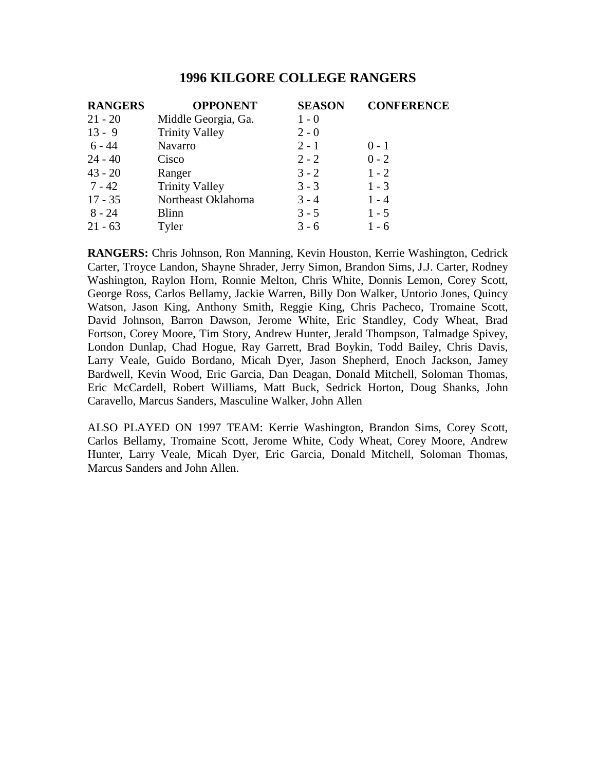# 1996 KILGORE COLLEGE RANGERS

| RANGERS | OPPONENT | SEASON | CONFERENCE |
|---|---|---|---|
| 21 - 20 | Middle Georgia, Ga. | 1 - 0 | |
| 13 - 9 | Trinity Valley | 2 - 0 | |
| 6 - 44 | Navarro | 2 - 1 | 0 - 1 |
| 24 - 40 | Cisco | 2 - 2 | 0 - 2 |
| 43 - 20 | Ranger | 3 - 2 | 1 - 2 |
| 7 - 42 | Trinity Valley | 3 - 3 | 1 - 3 |
| 17 - 35 | Northeast Oklahoma | 3 - 4 | 1 - 4 |
| 8 - 24 | Blinn | 3 - 5 | 1 - 5 |
| 21 - 63 | Tyler | 3 - 6 | 1 - 6 |

**RANGERS:** Chris Johnson, Ron Manning, Kevin Houston, Kerrie Washington, Cedrick Carter, Troyce Landon, Shayne Shrader, Jerry Simon, Brandon Sims, J.J. Carter, Rodney Washington, Raylon Horn, Ronnie Melton, Chris White, Donnis Lemon, Corey Scott, George Ross, Carlos Bellamy, Jackie Warren, Billy Don Walker, Untorio Jones, Quincy Watson, Jason King, Anthony Smith, Reggie King, Chris Pacheco, Tromaine Scott, David Johnson, Barron Dawson, Jerome White, Eric Standley, Cody Wheat, Brad Fortson, Corey Moore, Tim Story, Andrew Hunter, Jerald Thompson, Talmadge Spivey, London Dunlap, Chad Hogue, Ray Garrett, Brad Boykin, Todd Bailey, Chris Davis, Larry Veale, Guido Bordano, Micah Dyer, Jason Shepherd, Enoch Jackson, Jamey Bardwell, Kevin Wood, Eric Garcia, Dan Deagan, Donald Mitchell, Soloman Thomas, Eric McCardell, Robert Williams, Matt Buck, Sedrick Horton, Doug Shanks, John Caravello, Marcus Sanders, Masculine Walker, John Allen

ALSO PLAYED ON 1997 TEAM: Kerrie Washington, Brandon Sims, Corey Scott, Carlos Bellamy, Tromaine Scott, Jerome White, Cody Wheat, Corey Moore, Andrew Hunter, Larry Veale, Micah Dyer, Eric Garcia, Donald Mitchell, Soloman Thomas, Marcus Sanders and John Allen.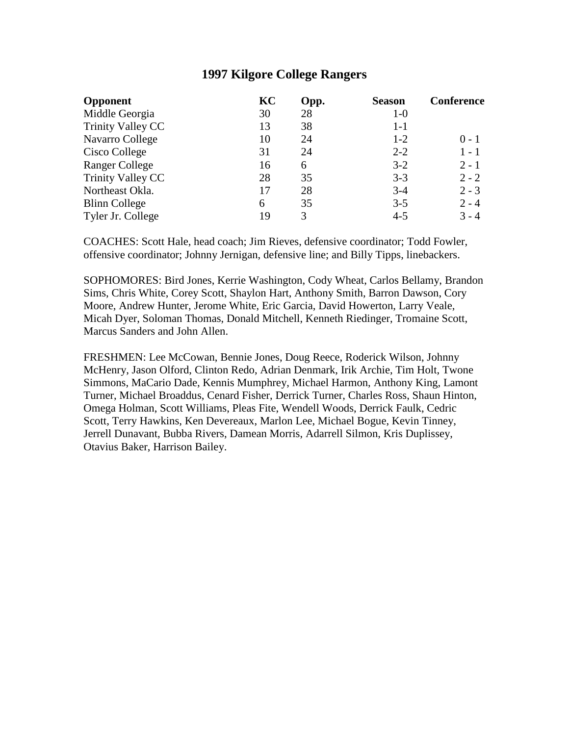## 1997 Kilgore College Rangers

| Opponent | KC | Opp. | Season | Conference |
|---|---|---|---|---|
| Middle Georgia | 30 | 28 | 1-0 | |
| Trinity Valley CC | 13 | 38 | 1-1 | |
| Navarro College | 10 | 24 | 1-2 | 0 - 1 |
| Cisco College | 31 | 24 | 2-2 | 1 - 1 |
| Ranger College | 16 | 6 | 3-2 | 2 - 1 |
| Trinity Valley CC | 28 | 35 | 3-3 | 2 - 2 |
| Northeast Okla. | 17 | 28 | 3-4 | 2 - 3 |
| Blinn College | 6 | 35 | 3-5 | 2 - 4 |
| Tyler Jr. College | 19 | 3 | 4-5 | 3 - 4 |

COACHES: Scott Hale, head coach; Jim Rieves, defensive coordinator; Todd Fowler, offensive coordinator; Johnny Jernigan, defensive line; and Billy Tipps, linebackers.

SOPHOMORES: Bird Jones, Kerrie Washington, Cody Wheat, Carlos Bellamy, Brandon Sims, Chris White, Corey Scott, Shaylon Hart, Anthony Smith, Barron Dawson, Cory Moore, Andrew Hunter, Jerome White, Eric Garcia, David Howerton, Larry Veale, Micah Dyer, Soloman Thomas, Donald Mitchell, Kenneth Riedinger, Tromaine Scott, Marcus Sanders and John Allen.

FRESHMEN: Lee McCowan, Bennie Jones, Doug Reece, Roderick Wilson, Johnny McHenry, Jason Olford, Clinton Redo, Adrian Denmark, Irik Archie, Tim Holt, Twone Simmons, MaCario Dade, Kennis Mumphrey, Michael Harmon, Anthony King, Lamont Turner, Michael Broaddus, Cenard Fisher, Derrick Turner, Charles Ross, Shaun Hinton, Omega Holman, Scott Williams, Pleas Fite, Wendell Woods, Derrick Faulk, Cedric Scott, Terry Hawkins, Ken Devereaux, Marlon Lee, Michael Bogue, Kevin Tinney, Jerrell Dunavant, Bubba Rivers, Damean Morris, Adarrell Silmon, Kris Duplissey, Otavius Baker, Harrison Bailey.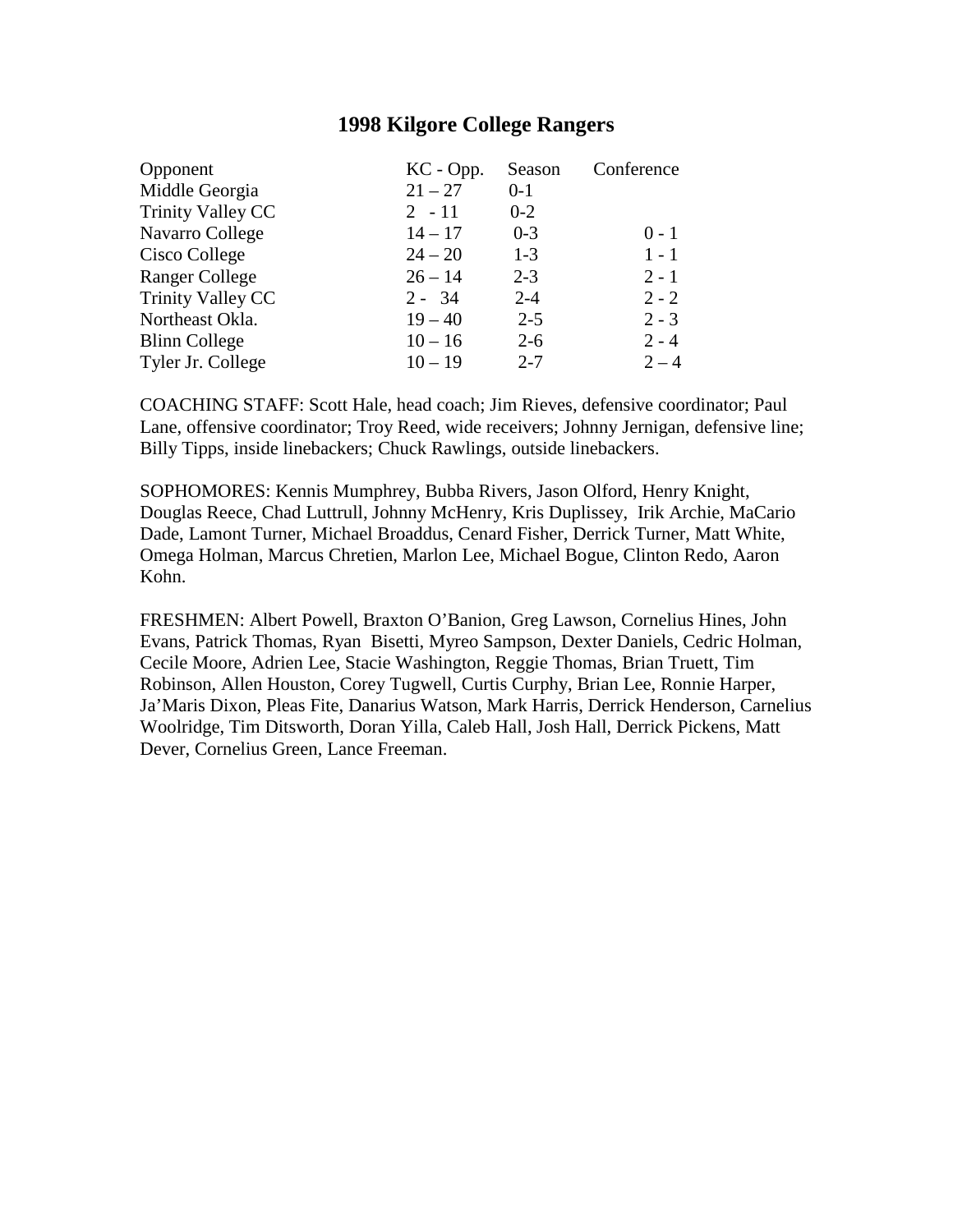## 1998 Kilgore College Rangers

| Opponent | KC - Opp. | Season | Conference |
|---|---|---|---|
| Middle Georgia | 21 – 27 | 0-1 | |
| Trinity Valley CC | 2 - 11 | 0-2 | |
| Navarro College | 14 – 17 | 0-3 | 0 - 1 |
| Cisco College | 24 – 20 | 1-3 | 1 - 1 |
| Ranger College | 26 – 14 | 2-3 | 2 - 1 |
| Trinity Valley CC | 2 - 34 | 2-4 | 2 - 2 |
| Northeast Okla. | 19 – 40 | 2-5 | 2 - 3 |
| Blinn College | 10 – 16 | 2-6 | 2 - 4 |
| Tyler Jr. College | 10 – 19 | 2-7 | 2 – 4 |

COACHING STAFF: Scott Hale, head coach; Jim Rieves, defensive coordinator; Paul Lane, offensive coordinator; Troy Reed, wide receivers; Johnny Jernigan, defensive line; Billy Tipps, inside linebackers; Chuck Rawlings, outside linebackers.

SOPHOMORES: Kennis Mumphrey, Bubba Rivers, Jason Olford, Henry Knight, Douglas Reece, Chad Luttrull, Johnny McHenry, Kris Duplissey, Irik Archie, MaCario Dade, Lamont Turner, Michael Broaddus, Cenard Fisher, Derrick Turner, Matt White, Omega Holman, Marcus Chretien, Marlon Lee, Michael Bogue, Clinton Redo, Aaron Kohn.

FRESHMEN: Albert Powell, Braxton O'Banion, Greg Lawson, Cornelius Hines, John Evans, Patrick Thomas, Ryan Bisetti, Myreo Sampson, Dexter Daniels, Cedric Holman, Cecile Moore, Adrien Lee, Stacie Washington, Reggie Thomas, Brian Truett, Tim Robinson, Allen Houston, Corey Tugwell, Curtis Curphy, Brian Lee, Ronnie Harper, Ja'Maris Dixon, Pleas Fite, Danarius Watson, Mark Harris, Derrick Henderson, Carnelius Woolridge, Tim Ditsworth, Doran Yilla, Caleb Hall, Josh Hall, Derrick Pickens, Matt Dever, Cornelius Green, Lance Freeman.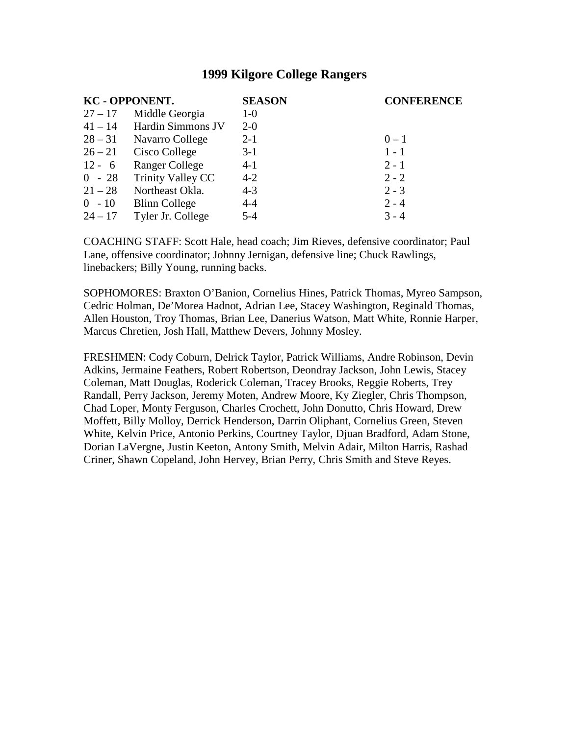# 1999 Kilgore College Rangers

| KC - OPPONENT. | | SEASON | CONFERENCE |
|---|---|---|---|
| 27 – 17 | Middle Georgia | 1-0 | |
| 41 – 14 | Hardin Simmons JV | 2-0 | |
| 28 – 31 | Navarro College | 2-1 | 0 – 1 |
| 26 – 21 | Cisco College | 3-1 | 1 - 1 |
| 12 - 6 | Ranger College | 4-1 | 2 - 1 |
| 0 - 28 | Trinity Valley CC | 4-2 | 2 - 2 |
| 21 – 28 | Northeast Okla. | 4-3 | 2 - 3 |
| 0 - 10 | Blinn College | 4-4 | 2 - 4 |
| 24 – 17 | Tyler Jr. College | 5-4 | 3 - 4 |

COACHING STAFF: Scott Hale, head coach; Jim Rieves, defensive coordinator; Paul Lane, offensive coordinator; Johnny Jernigan, defensive line; Chuck Rawlings, linebackers; Billy Young, running backs.

SOPHOMORES: Braxton O'Banion, Cornelius Hines, Patrick Thomas, Myreo Sampson, Cedric Holman, De'Morea Hadnot, Adrian Lee, Stacey Washington, Reginald Thomas, Allen Houston, Troy Thomas, Brian Lee, Danerius Watson, Matt White, Ronnie Harper, Marcus Chretien, Josh Hall, Matthew Devers, Johnny Mosley.

FRESHMEN: Cody Coburn, Delrick Taylor, Patrick Williams, Andre Robinson, Devin Adkins, Jermaine Feathers, Robert Robertson, Deondray Jackson, John Lewis, Stacey Coleman, Matt Douglas, Roderick Coleman, Tracey Brooks, Reggie Roberts, Trey Randall, Perry Jackson, Jeremy Moten, Andrew Moore, Ky Ziegler, Chris Thompson, Chad Loper, Monty Ferguson, Charles Crochett, John Donutto, Chris Howard, Drew Moffett, Billy Molloy, Derrick Henderson, Darrin Oliphant, Cornelius Green, Steven White, Kelvin Price, Antonio Perkins, Courtney Taylor, Djuan Bradford, Adam Stone, Dorian LaVergne, Justin Keeton, Antony Smith, Melvin Adair, Milton Harris, Rashad Criner, Shawn Copeland, John Hervey, Brian Perry, Chris Smith and Steve Reyes.